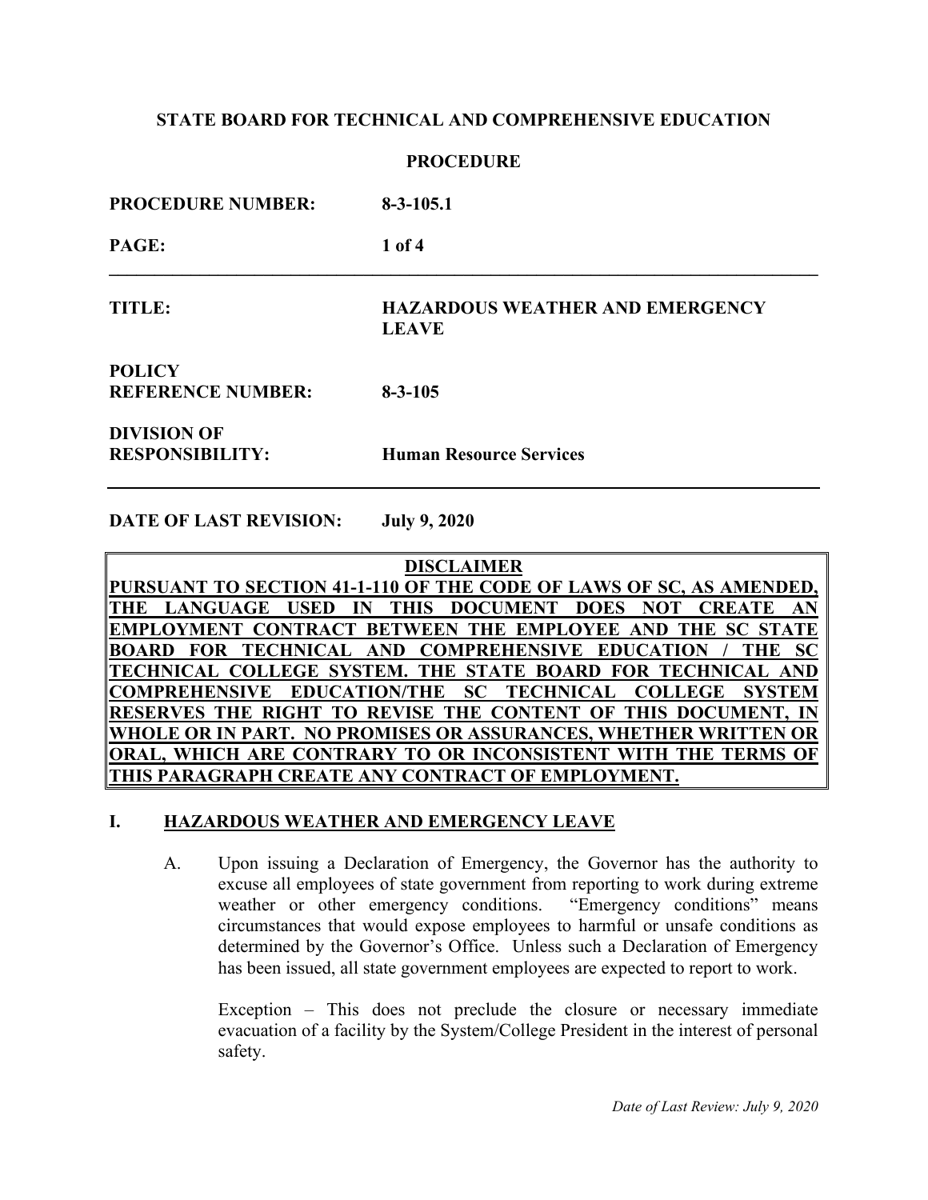**STATE BOARD FOR TECHNICAL AND COMPREHENSIVE EDUCATION**

**PROCEDURE**

| | |
|---|---|
| **PROCEDURE NUMBER:** | **8-3-105.1** |
| **TITLE:** | **HAZARDOUS WEATHER AND EMERGENCY LEAVE** |
| **POLICY REFERENCE NUMBER:** | **8-3-105** |
| **DIVISION OF RESPONSIBILITY:** | **Human Resource Services** |

**DATE OF LAST REVISION: July 9, 2020**

> **DISCLAIMER**
>
> **PURSUANT TO SECTION 41-1-110 OF THE CODE OF LAWS OF SC, AS AMENDED, THE LANGUAGE USED IN THIS DOCUMENT DOES NOT CREATE AN EMPLOYMENT CONTRACT BETWEEN THE EMPLOYEE AND THE SC STATE BOARD FOR TECHNICAL AND COMPREHENSIVE EDUCATION / THE SC TECHNICAL COLLEGE SYSTEM. THE STATE BOARD FOR TECHNICAL AND COMPREHENSIVE EDUCATION/THE SC TECHNICAL COLLEGE SYSTEM RESERVES THE RIGHT TO REVISE THE CONTENT OF THIS DOCUMENT, IN WHOLE OR IN PART. NO PROMISES OR ASSURANCES, WHETHER WRITTEN OR ORAL, WHICH ARE CONTRARY TO OR INCONSISTENT WITH THE TERMS OF THIS PARAGRAPH CREATE ANY CONTRACT OF EMPLOYMENT.**

## I. HAZARDOUS WEATHER AND EMERGENCY LEAVE

A. Upon issuing a Declaration of Emergency, the Governor has the authority to excuse all employees of state government from reporting to work during extreme weather or other emergency conditions. "Emergency conditions" means circumstances that would expose employees to harmful or unsafe conditions as determined by the Governor's Office. Unless such a Declaration of Emergency has been issued, all state government employees are expected to report to work.

Exception – This does not preclude the closure or necessary immediate evacuation of a facility by the System/College President in the interest of personal safety.

*Date of Last Review: July 9, 2020*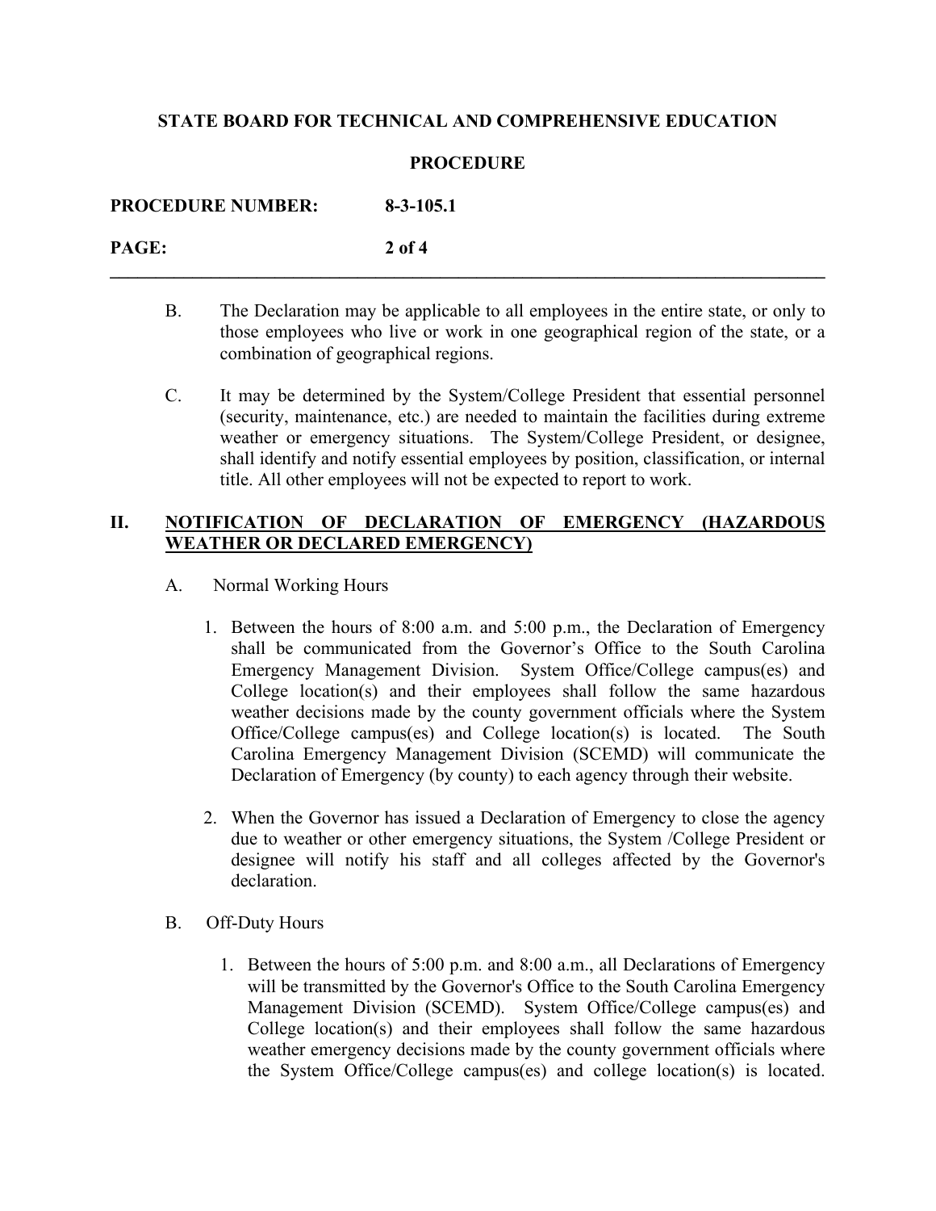B. The Declaration may be applicable to all employees in the entire state, or only to those employees who live or work in one geographical region of the state, or a combination of geographical regions.

C. It may be determined by the System/College President that essential personnel (security, maintenance, etc.) are needed to maintain the facilities during extreme weather or emergency situations. The System/College President, or designee, shall identify and notify essential employees by position, classification, or internal title. All other employees will not be expected to report to work.

## II. <u>NOTIFICATION OF DECLARATION OF EMERGENCY (HAZARDOUS WEATHER OR DECLARED EMERGENCY)</u>

A. Normal Working Hours

1. Between the hours of 8:00 a.m. and 5:00 p.m., the Declaration of Emergency shall be communicated from the Governor's Office to the South Carolina Emergency Management Division. System Office/College campus(es) and College location(s) and their employees shall follow the same hazardous weather decisions made by the county government officials where the System Office/College campus(es) and College location(s) is located. The South Carolina Emergency Management Division (SCEMD) will communicate the Declaration of Emergency (by county) to each agency through their website.

2. When the Governor has issued a Declaration of Emergency to close the agency due to weather or other emergency situations, the System /College President or designee will notify his staff and all colleges affected by the Governor's declaration.

B. Off-Duty Hours

1. Between the hours of 5:00 p.m. and 8:00 a.m., all Declarations of Emergency will be transmitted by the Governor's Office to the South Carolina Emergency Management Division (SCEMD). System Office/College campus(es) and College location(s) and their employees shall follow the same hazardous weather emergency decisions made by the county government officials where the System Office/College campus(es) and college location(s) is located.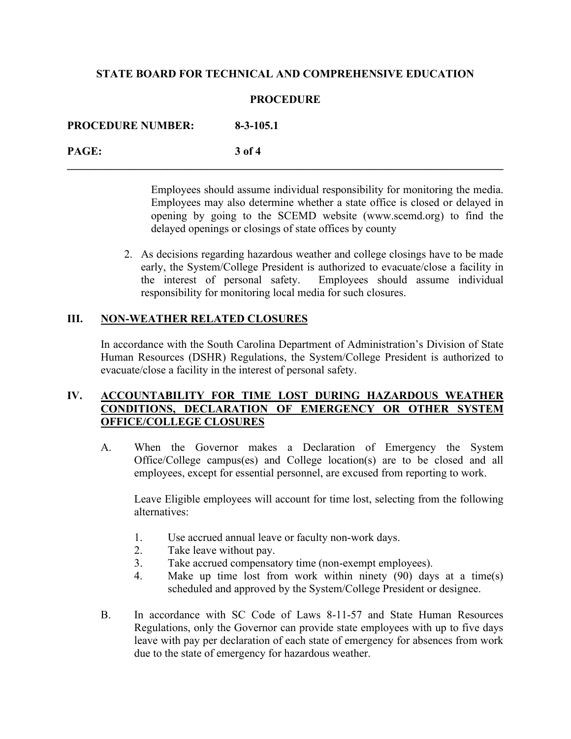Employees should assume individual responsibility for monitoring the media. Employees may also determine whether a state office is closed or delayed in opening by going to the SCEMD website (www.scemd.org) to find the delayed openings or closings of state offices by county

2. As decisions regarding hazardous weather and college closings have to be made early, the System/College President is authorized to evacuate/close a facility in the interest of personal safety. Employees should assume individual responsibility for monitoring local media for such closures.

## III. NON-WEATHER RELATED CLOSURES

In accordance with the South Carolina Department of Administration's Division of State Human Resources (DSHR) Regulations, the System/College President is authorized to evacuate/close a facility in the interest of personal safety.

## IV. ACCOUNTABILITY FOR TIME LOST DURING HAZARDOUS WEATHER CONDITIONS, DECLARATION OF EMERGENCY OR OTHER SYSTEM OFFICE/COLLEGE CLOSURES

A. When the Governor makes a Declaration of Emergency the System Office/College campus(es) and College location(s) are to be closed and all employees, except for essential personnel, are excused from reporting to work.

Leave Eligible employees will account for time lost, selecting from the following alternatives:

1. Use accrued annual leave or faculty non-work days.
2. Take leave without pay.
3. Take accrued compensatory time (non-exempt employees).
4. Make up time lost from work within ninety (90) days at a time(s) scheduled and approved by the System/College President or designee.

B. In accordance with SC Code of Laws 8-11-57 and State Human Resources Regulations, only the Governor can provide state employees with up to five days leave with pay per declaration of each state of emergency for absences from work due to the state of emergency for hazardous weather.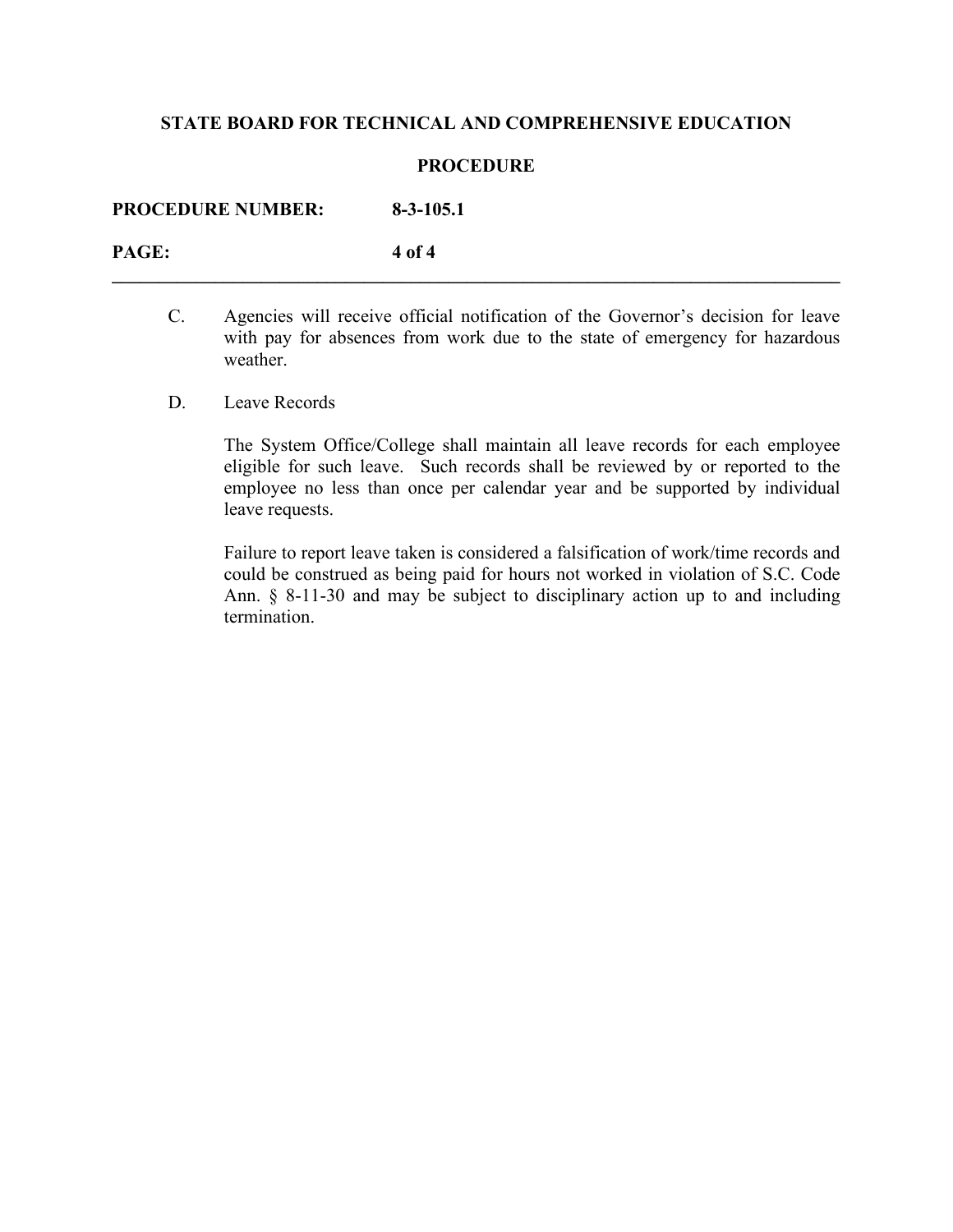C. Agencies will receive official notification of the Governor's decision for leave with pay for absences from work due to the state of emergency for hazardous weather.

D. Leave Records

The System Office/College shall maintain all leave records for each employee eligible for such leave. Such records shall be reviewed by or reported to the employee no less than once per calendar year and be supported by individual leave requests.

Failure to report leave taken is considered a falsification of work/time records and could be construed as being paid for hours not worked in violation of S.C. Code Ann. § 8-11-30 and may be subject to disciplinary action up to and including termination.